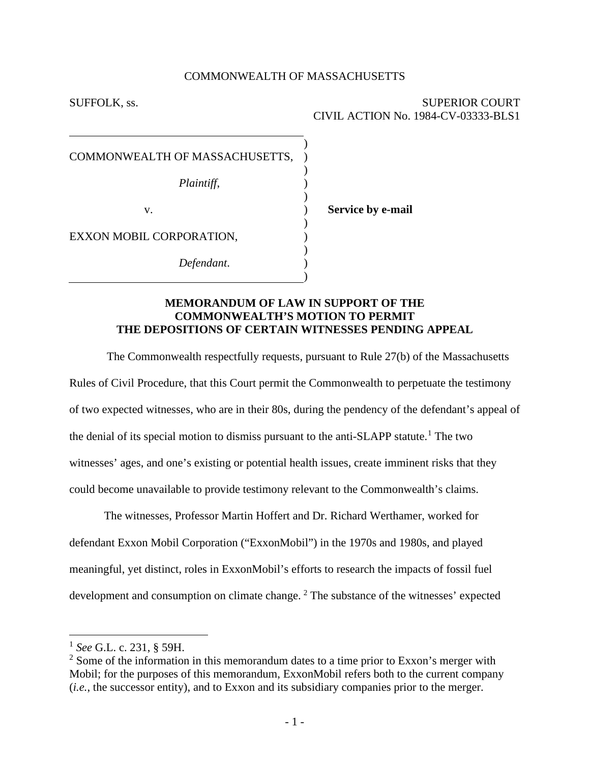COMMONWEALTH OF MASSACHUSETTS

SUFFOLK, ss.

SUPERIOR COURT
CIVIL ACTION No. 1984-CV-03333-BLS1

COMMONWEALTH OF MASSACHUSETTS,

*Plaintiff*,

v.

EXXON MOBIL CORPORATION,

*Defendant*.

**Service by e-mail**

**MEMORANDUM OF LAW IN SUPPORT OF THE COMMONWEALTH'S MOTION TO PERMIT THE DEPOSITIONS OF CERTAIN WITNESSES PENDING APPEAL**

The Commonwealth respectfully requests, pursuant to Rule 27(b) of the Massachusetts Rules of Civil Procedure, that this Court permit the Commonwealth to perpetuate the testimony of two expected witnesses, who are in their 80s, during the pendency of the defendant's appeal of the denial of its special motion to dismiss pursuant to the anti-SLAPP statute.[1] The two witnesses' ages, and one's existing or potential health issues, create imminent risks that they could become unavailable to provide testimony relevant to the Commonwealth's claims.

The witnesses, Professor Martin Hoffert and Dr. Richard Werthamer, worked for defendant Exxon Mobil Corporation ("ExxonMobil") in the 1970s and 1980s, and played meaningful, yet distinct, roles in ExxonMobil's efforts to research the impacts of fossil fuel development and consumption on climate change. [2] The substance of the witnesses' expected

---

[1] *See* G.L. c. 231, § 59H.

[2] Some of the information in this memorandum dates to a time prior to Exxon's merger with Mobil; for the purposes of this memorandum, ExxonMobil refers both to the current company (*i.e.*, the successor entity), and to Exxon and its subsidiary companies prior to the merger.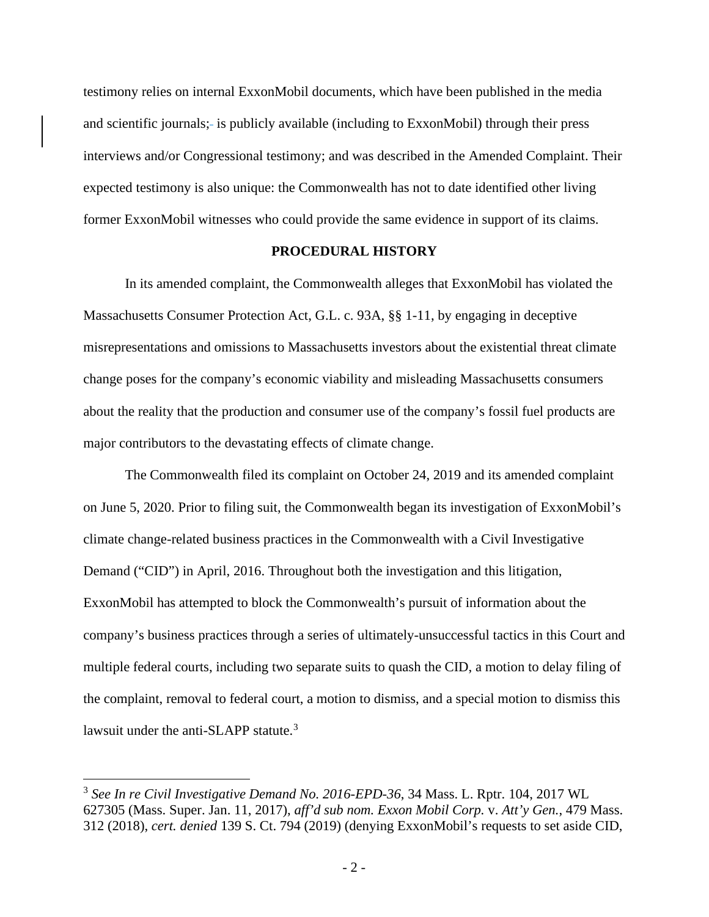testimony relies on internal ExxonMobil documents, which have been published in the media and scientific journals; is publicly available (including to ExxonMobil) through their press interviews and/or Congressional testimony; and was described in the Amended Complaint. Their expected testimony is also unique: the Commonwealth has not to date identified other living former ExxonMobil witnesses who could provide the same evidence in support of its claims.

## PROCEDURAL HISTORY

In its amended complaint, the Commonwealth alleges that ExxonMobil has violated the Massachusetts Consumer Protection Act, G.L. c. 93A, §§ 1-11, by engaging in deceptive misrepresentations and omissions to Massachusetts investors about the existential threat climate change poses for the company's economic viability and misleading Massachusetts consumers about the reality that the production and consumer use of the company's fossil fuel products are major contributors to the devastating effects of climate change.

The Commonwealth filed its complaint on October 24, 2019 and its amended complaint on June 5, 2020. Prior to filing suit, the Commonwealth began its investigation of ExxonMobil's climate change-related business practices in the Commonwealth with a Civil Investigative Demand ("CID") in April, 2016. Throughout both the investigation and this litigation, ExxonMobil has attempted to block the Commonwealth's pursuit of information about the company's business practices through a series of ultimately-unsuccessful tactics in this Court and multiple federal courts, including two separate suits to quash the CID, a motion to delay filing of the complaint, removal to federal court, a motion to dismiss, and a special motion to dismiss this lawsuit under the anti-SLAPP statute.[3]

[3] *See In re Civil Investigative Demand No. 2016-EPD-36*, 34 Mass. L. Rptr. 104, 2017 WL 627305 (Mass. Super. Jan. 11, 2017), *aff'd sub nom. Exxon Mobil Corp.* v. *Att'y Gen.*, 479 Mass. 312 (2018), *cert. denied* 139 S. Ct. 794 (2019) (denying ExxonMobil's requests to set aside CID,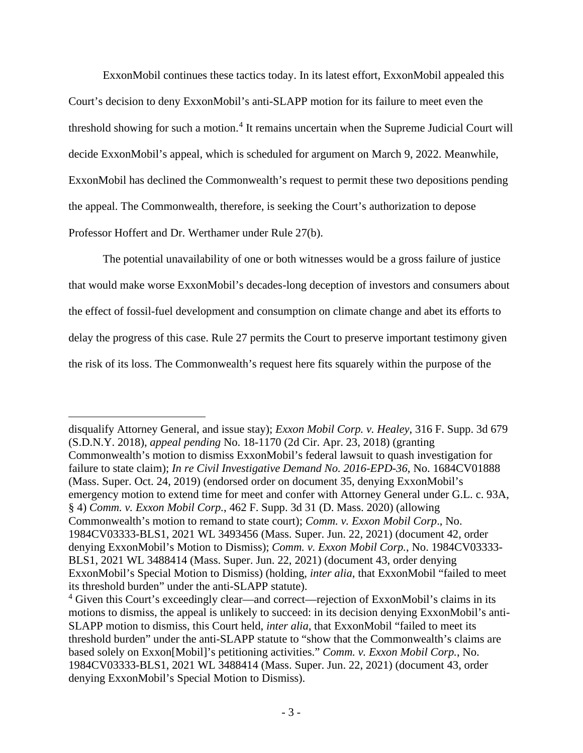ExxonMobil continues these tactics today. In its latest effort, ExxonMobil appealed this Court's decision to deny ExxonMobil's anti-SLAPP motion for its failure to meet even the threshold showing for such a motion.[4] It remains uncertain when the Supreme Judicial Court will decide ExxonMobil's appeal, which is scheduled for argument on March 9, 2022. Meanwhile, ExxonMobil has declined the Commonwealth's request to permit these two depositions pending the appeal. The Commonwealth, therefore, is seeking the Court's authorization to depose Professor Hoffert and Dr. Werthamer under Rule 27(b).

The potential unavailability of one or both witnesses would be a gross failure of justice that would make worse ExxonMobil's decades-long deception of investors and consumers about the effect of fossil-fuel development and consumption on climate change and abet its efforts to delay the progress of this case. Rule 27 permits the Court to preserve important testimony given the risk of its loss. The Commonwealth's request here fits squarely within the purpose of the

---

disqualify Attorney General, and issue stay); *Exxon Mobil Corp. v. Healey*, 316 F. Supp. 3d 679 (S.D.N.Y. 2018), *appeal pending* No. 18-1170 (2d Cir. Apr. 23, 2018) (granting Commonwealth's motion to dismiss ExxonMobil's federal lawsuit to quash investigation for failure to state claim); *In re Civil Investigative Demand No. 2016-EPD-36*, No. 1684CV01888 (Mass. Super. Oct. 24, 2019) (endorsed order on document 35, denying ExxonMobil's emergency motion to extend time for meet and confer with Attorney General under G.L. c. 93A, § 4) *Comm. v. Exxon Mobil Corp.*, 462 F. Supp. 3d 31 (D. Mass. 2020) (allowing Commonwealth's motion to remand to state court); *Comm. v. Exxon Mobil Corp*., No. 1984CV03333-BLS1, 2021 WL 3493456 (Mass. Super. Jun. 22, 2021) (document 42, order denying ExxonMobil's Motion to Dismiss); *Comm. v. Exxon Mobil Corp.*, No. 1984CV03333-BLS1, 2021 WL 3488414 (Mass. Super. Jun. 22, 2021) (document 43, order denying ExxonMobil's Special Motion to Dismiss) (holding, *inter alia*, that ExxonMobil "failed to meet its threshold burden" under the anti-SLAPP statute).

[4] Given this Court's exceedingly clear—and correct—rejection of ExxonMobil's claims in its motions to dismiss, the appeal is unlikely to succeed: in its decision denying ExxonMobil's anti-SLAPP motion to dismiss, this Court held, *inter alia*, that ExxonMobil "failed to meet its threshold burden" under the anti-SLAPP statute to "show that the Commonwealth's claims are based solely on Exxon[Mobil]'s petitioning activities." *Comm. v. Exxon Mobil Corp.*, No. 1984CV03333-BLS1, 2021 WL 3488414 (Mass. Super. Jun. 22, 2021) (document 43, order denying ExxonMobil's Special Motion to Dismiss).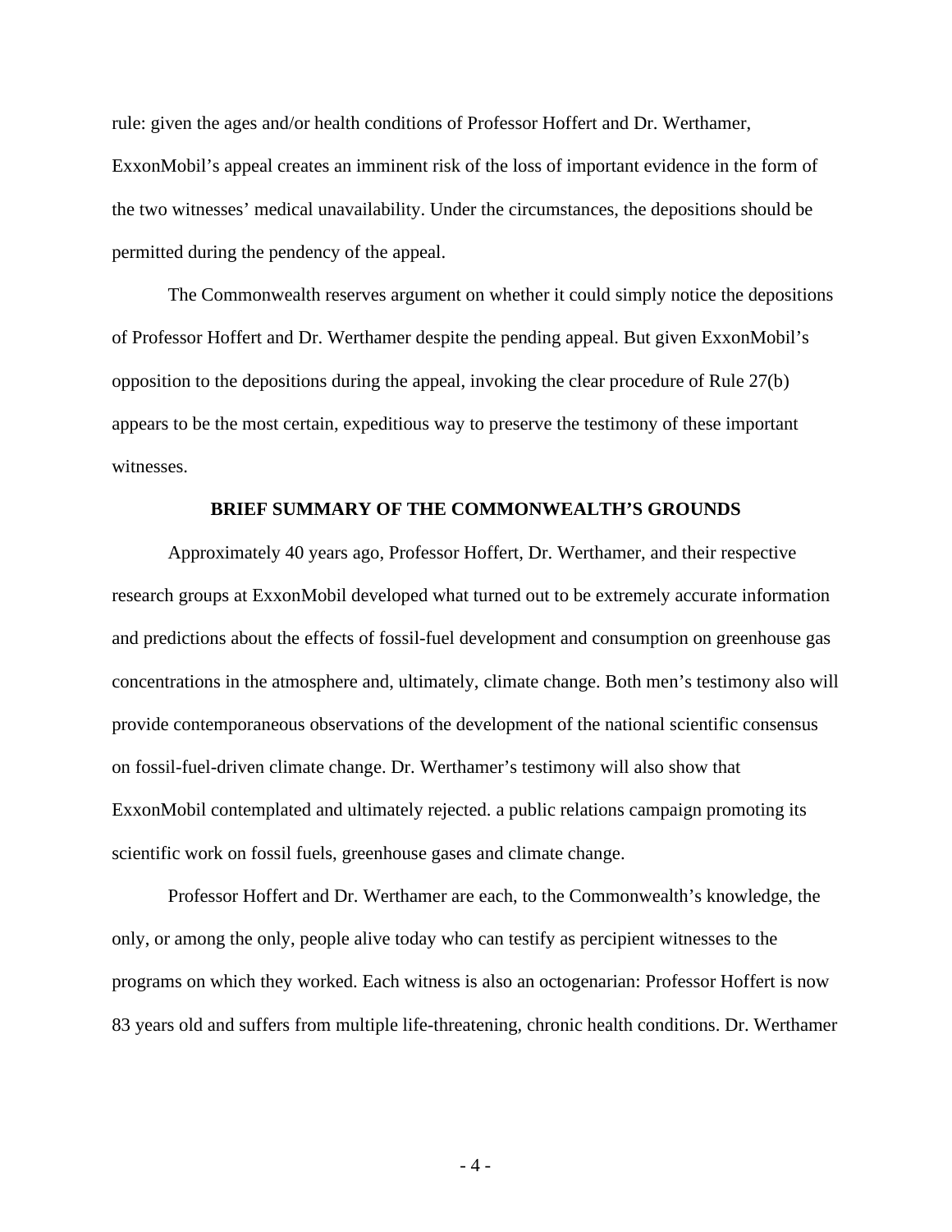rule: given the ages and/or health conditions of Professor Hoffert and Dr. Werthamer, ExxonMobil's appeal creates an imminent risk of the loss of important evidence in the form of the two witnesses' medical unavailability. Under the circumstances, the depositions should be permitted during the pendency of the appeal.

The Commonwealth reserves argument on whether it could simply notice the depositions of Professor Hoffert and Dr. Werthamer despite the pending appeal. But given ExxonMobil's opposition to the depositions during the appeal, invoking the clear procedure of Rule 27(b) appears to be the most certain, expeditious way to preserve the testimony of these important witnesses.

**BRIEF SUMMARY OF THE COMMONWEALTH'S GROUNDS**

Approximately 40 years ago, Professor Hoffert, Dr. Werthamer, and their respective research groups at ExxonMobil developed what turned out to be extremely accurate information and predictions about the effects of fossil-fuel development and consumption on greenhouse gas concentrations in the atmosphere and, ultimately, climate change. Both men's testimony also will provide contemporaneous observations of the development of the national scientific consensus on fossil-fuel-driven climate change. Dr. Werthamer's testimony will also show that ExxonMobil contemplated and ultimately rejected. a public relations campaign promoting its scientific work on fossil fuels, greenhouse gases and climate change.

Professor Hoffert and Dr. Werthamer are each, to the Commonwealth's knowledge, the only, or among the only, people alive today who can testify as percipient witnesses to the programs on which they worked. Each witness is also an octogenarian: Professor Hoffert is now 83 years old and suffers from multiple life-threatening, chronic health conditions. Dr. Werthamer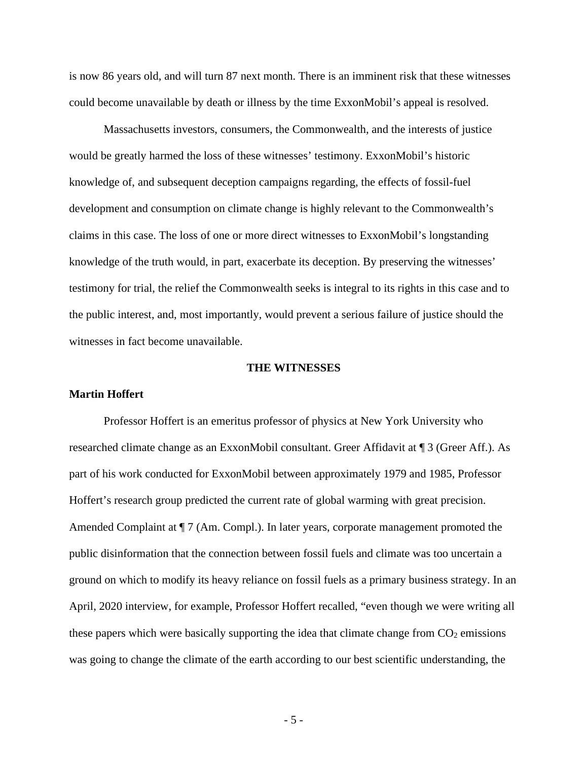is now 86 years old, and will turn 87 next month. There is an imminent risk that these witnesses could become unavailable by death or illness by the time ExxonMobil's appeal is resolved.

Massachusetts investors, consumers, the Commonwealth, and the interests of justice would be greatly harmed the loss of these witnesses' testimony. ExxonMobil's historic knowledge of, and subsequent deception campaigns regarding, the effects of fossil-fuel development and consumption on climate change is highly relevant to the Commonwealth's claims in this case. The loss of one or more direct witnesses to ExxonMobil's longstanding knowledge of the truth would, in part, exacerbate its deception. By preserving the witnesses' testimony for trial, the relief the Commonwealth seeks is integral to its rights in this case and to the public interest, and, most importantly, would prevent a serious failure of justice should the witnesses in fact become unavailable.

## THE WITNESSES

**Martin Hoffert**

Professor Hoffert is an emeritus professor of physics at New York University who researched climate change as an ExxonMobil consultant. Greer Affidavit at ¶ 3 (Greer Aff.). As part of his work conducted for ExxonMobil between approximately 1979 and 1985, Professor Hoffert's research group predicted the current rate of global warming with great precision. Amended Complaint at ¶ 7 (Am. Compl.). In later years, corporate management promoted the public disinformation that the connection between fossil fuels and climate was too uncertain a ground on which to modify its heavy reliance on fossil fuels as a primary business strategy. In an April, 2020 interview, for example, Professor Hoffert recalled, "even though we were writing all these papers which were basically supporting the idea that climate change from $CO_2$ emissions was going to change the climate of the earth according to our best scientific understanding, the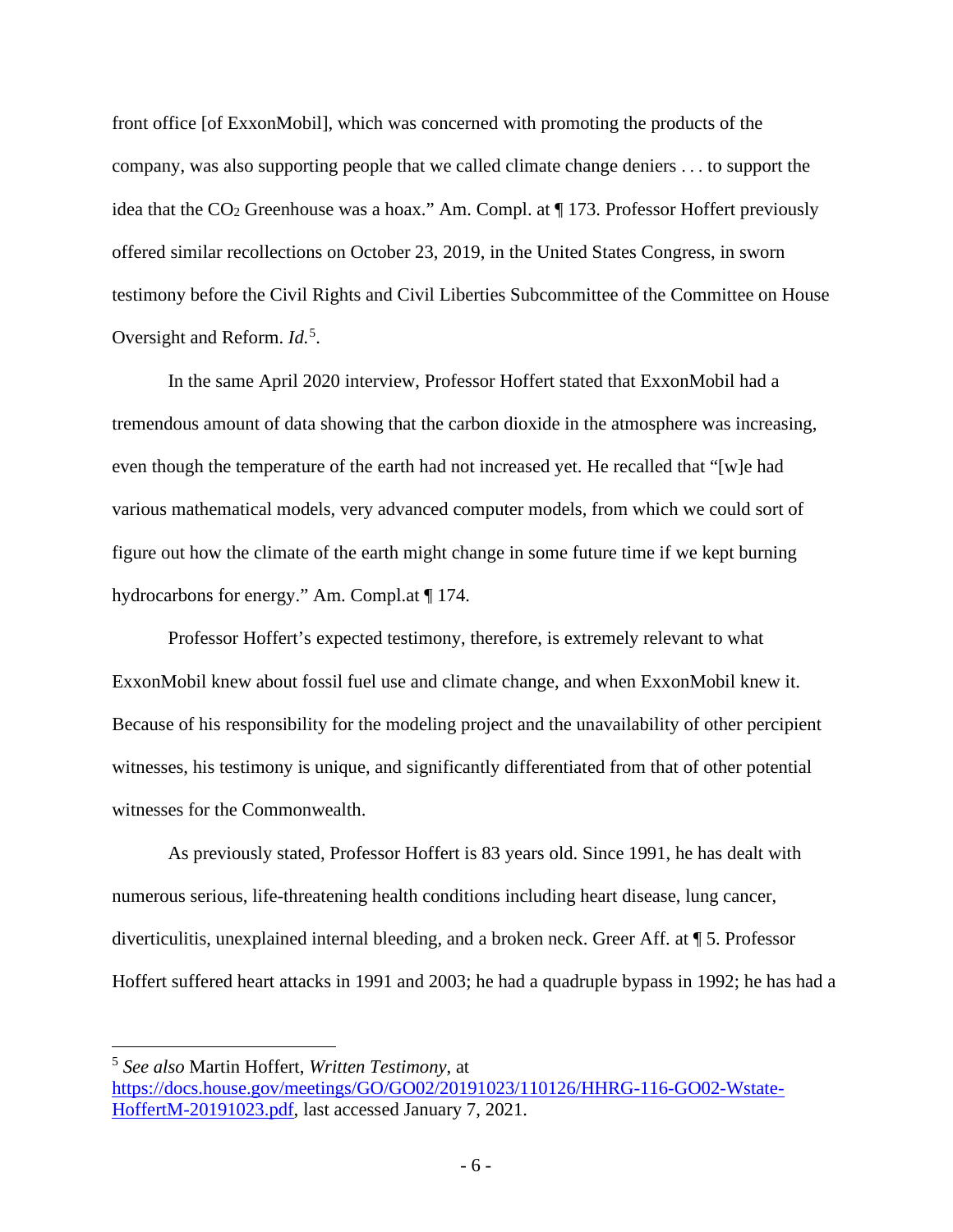front office [of ExxonMobil], which was concerned with promoting the products of the company, was also supporting people that we called climate change deniers . . . to support the idea that the $CO_2$ Greenhouse was a hoax." Am. Compl. at ¶ 173. Professor Hoffert previously offered similar recollections on October 23, 2019, in the United States Congress, in sworn testimony before the Civil Rights and Civil Liberties Subcommittee of the Committee on House Oversight and Reform. *Id.*[5].

In the same April 2020 interview, Professor Hoffert stated that ExxonMobil had a tremendous amount of data showing that the carbon dioxide in the atmosphere was increasing, even though the temperature of the earth had not increased yet. He recalled that "[w]e had various mathematical models, very advanced computer models, from which we could sort of figure out how the climate of the earth might change in some future time if we kept burning hydrocarbons for energy." Am. Compl.at ¶ 174.

Professor Hoffert's expected testimony, therefore, is extremely relevant to what ExxonMobil knew about fossil fuel use and climate change, and when ExxonMobil knew it. Because of his responsibility for the modeling project and the unavailability of other percipient witnesses, his testimony is unique, and significantly differentiated from that of other potential witnesses for the Commonwealth.

As previously stated, Professor Hoffert is 83 years old. Since 1991, he has dealt with numerous serious, life-threatening health conditions including heart disease, lung cancer, diverticulitis, unexplained internal bleeding, and a broken neck. Greer Aff. at ¶ 5. Professor Hoffert suffered heart attacks in 1991 and 2003; he had a quadruple bypass in 1992; he has had a

---

[5] *See also* Martin Hoffert, *Written Testimony*, at https://docs.house.gov/meetings/GO/GO02/20191023/110126/HHRG-116-GO02-Wstate-HoffertM-20191023.pdf, last accessed January 7, 2021.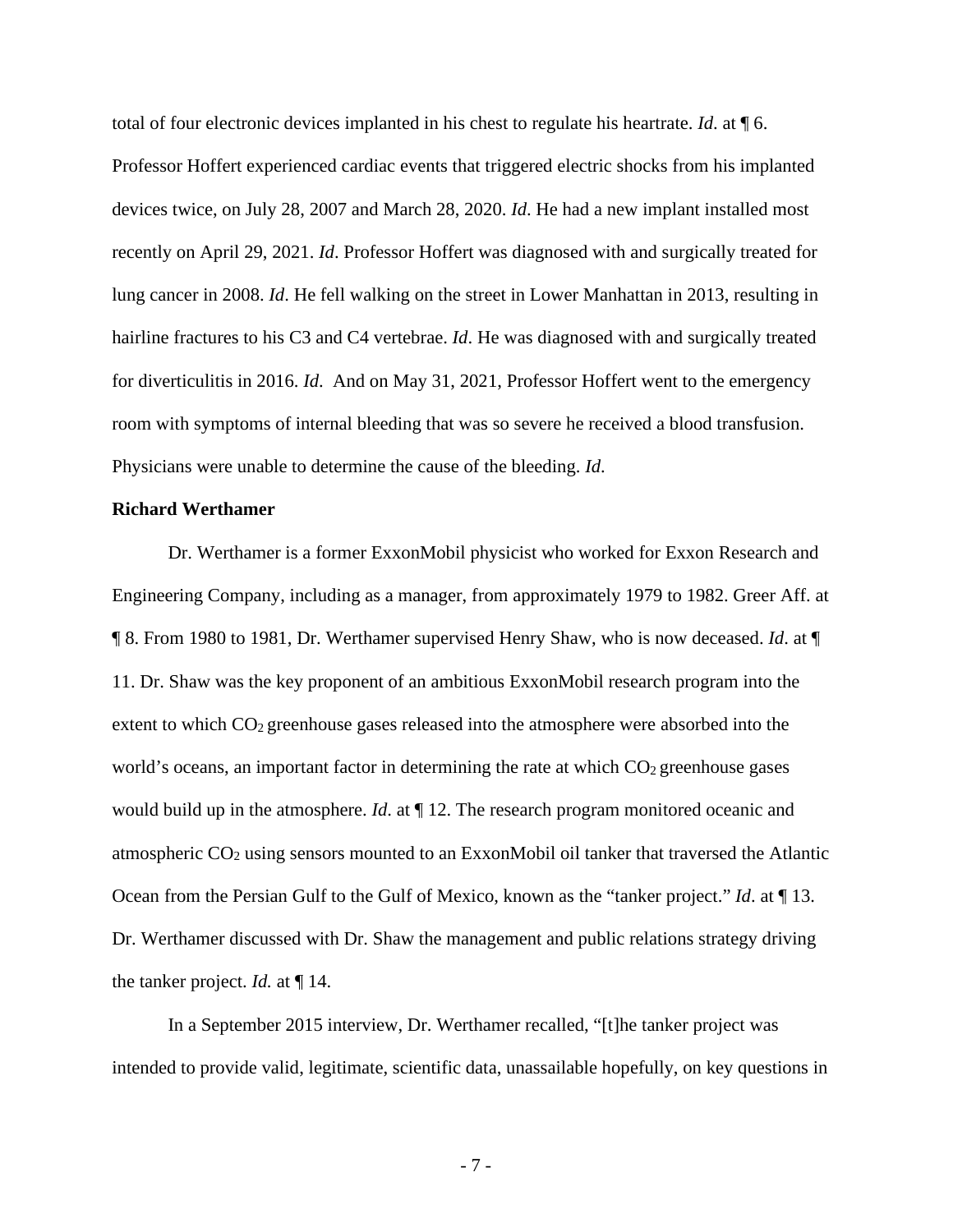total of four electronic devices implanted in his chest to regulate his heartrate. *Id*. at ¶ 6. Professor Hoffert experienced cardiac events that triggered electric shocks from his implanted devices twice, on July 28, 2007 and March 28, 2020. *Id*. He had a new implant installed most recently on April 29, 2021. *Id*. Professor Hoffert was diagnosed with and surgically treated for lung cancer in 2008. *Id*. He fell walking on the street in Lower Manhattan in 2013, resulting in hairline fractures to his C3 and C4 vertebrae. *Id*. He was diagnosed with and surgically treated for diverticulitis in 2016. *Id*. And on May 31, 2021, Professor Hoffert went to the emergency room with symptoms of internal bleeding that was so severe he received a blood transfusion. Physicians were unable to determine the cause of the bleeding. *Id*.

**Richard Werthamer**

Dr. Werthamer is a former ExxonMobil physicist who worked for Exxon Research and Engineering Company, including as a manager, from approximately 1979 to 1982. Greer Aff. at ¶ 8. From 1980 to 1981, Dr. Werthamer supervised Henry Shaw, who is now deceased. *Id*. at ¶ 11. Dr. Shaw was the key proponent of an ambitious ExxonMobil research program into the extent to which $CO_2$ greenhouse gases released into the atmosphere were absorbed into the world's oceans, an important factor in determining the rate at which $CO_2$ greenhouse gases would build up in the atmosphere. *Id*. at ¶ 12. The research program monitored oceanic and atmospheric $CO_2$ using sensors mounted to an ExxonMobil oil tanker that traversed the Atlantic Ocean from the Persian Gulf to the Gulf of Mexico, known as the "tanker project." *Id*. at ¶ 13. Dr. Werthamer discussed with Dr. Shaw the management and public relations strategy driving the tanker project. *Id.* at ¶ 14.

In a September 2015 interview, Dr. Werthamer recalled, "[t]he tanker project was intended to provide valid, legitimate, scientific data, unassailable hopefully, on key questions in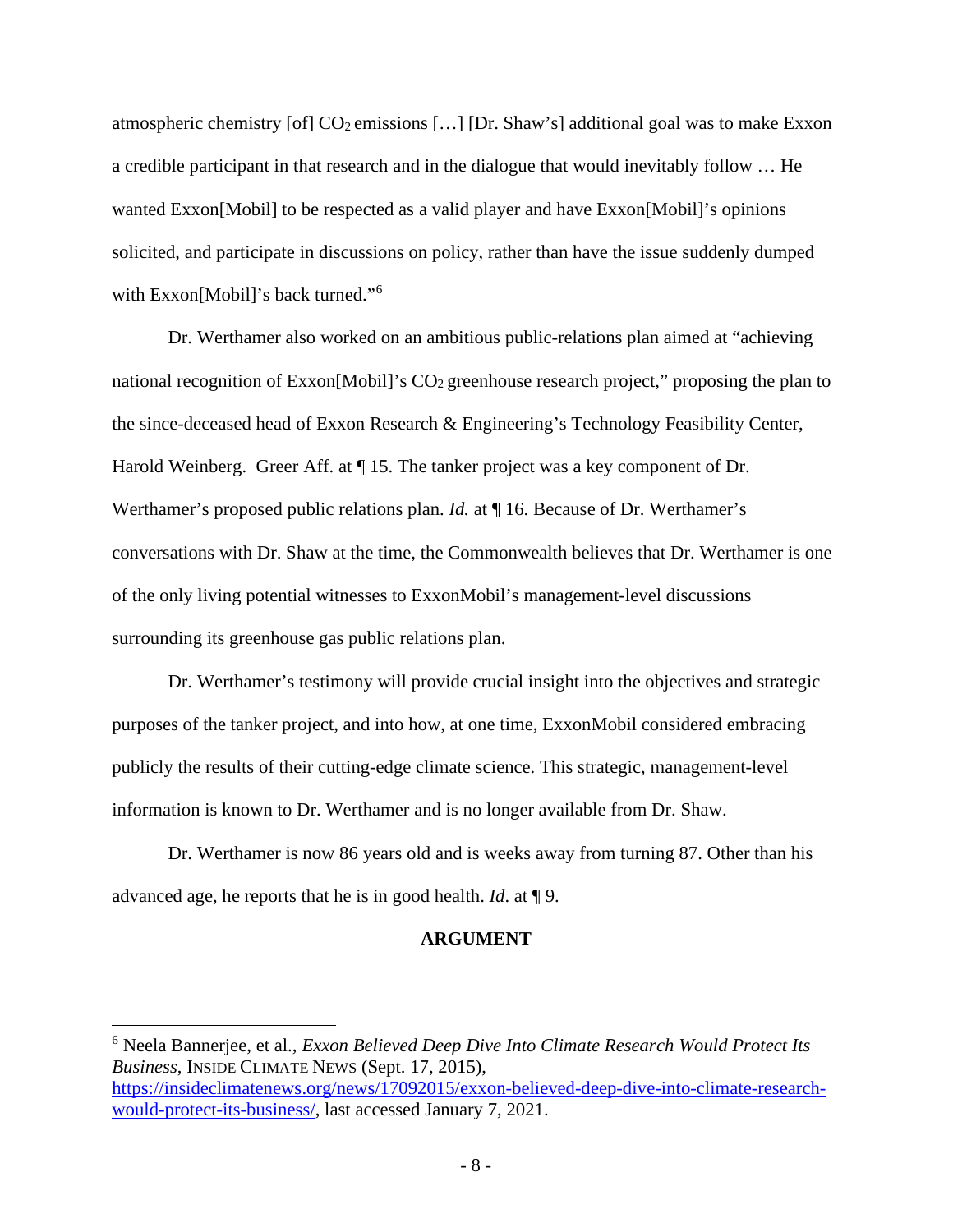atmospheric chemistry [of] $CO_2$ emissions […] [Dr. Shaw's] additional goal was to make Exxon a credible participant in that research and in the dialogue that would inevitably follow … He wanted Exxon[Mobil] to be respected as a valid player and have Exxon[Mobil]'s opinions solicited, and participate in discussions on policy, rather than have the issue suddenly dumped with Exxon[Mobil]'s back turned."[6]

Dr. Werthamer also worked on an ambitious public-relations plan aimed at "achieving national recognition of Exxon[Mobil]'s $CO_2$ greenhouse research project," proposing the plan to the since-deceased head of Exxon Research & Engineering's Technology Feasibility Center, Harold Weinberg. Greer Aff. at ¶ 15. The tanker project was a key component of Dr. Werthamer's proposed public relations plan. *Id.* at ¶ 16. Because of Dr. Werthamer's conversations with Dr. Shaw at the time, the Commonwealth believes that Dr. Werthamer is one of the only living potential witnesses to ExxonMobil's management-level discussions surrounding its greenhouse gas public relations plan.

Dr. Werthamer's testimony will provide crucial insight into the objectives and strategic purposes of the tanker project, and into how, at one time, ExxonMobil considered embracing publicly the results of their cutting-edge climate science. This strategic, management-level information is known to Dr. Werthamer and is no longer available from Dr. Shaw.

Dr. Werthamer is now 86 years old and is weeks away from turning 87. Other than his advanced age, he reports that he is in good health. *Id*. at ¶ 9.

## ARGUMENT

---

[6] Neela Bannerjee, et al., *Exxon Believed Deep Dive Into Climate Research Would Protect Its Business*, INSIDE CLIMATE NEWS (Sept. 17, 2015), https://insideclimatenews.org/news/17092015/exxon-believed-deep-dive-into-climate-research-would-protect-its-business/, last accessed January 7, 2021.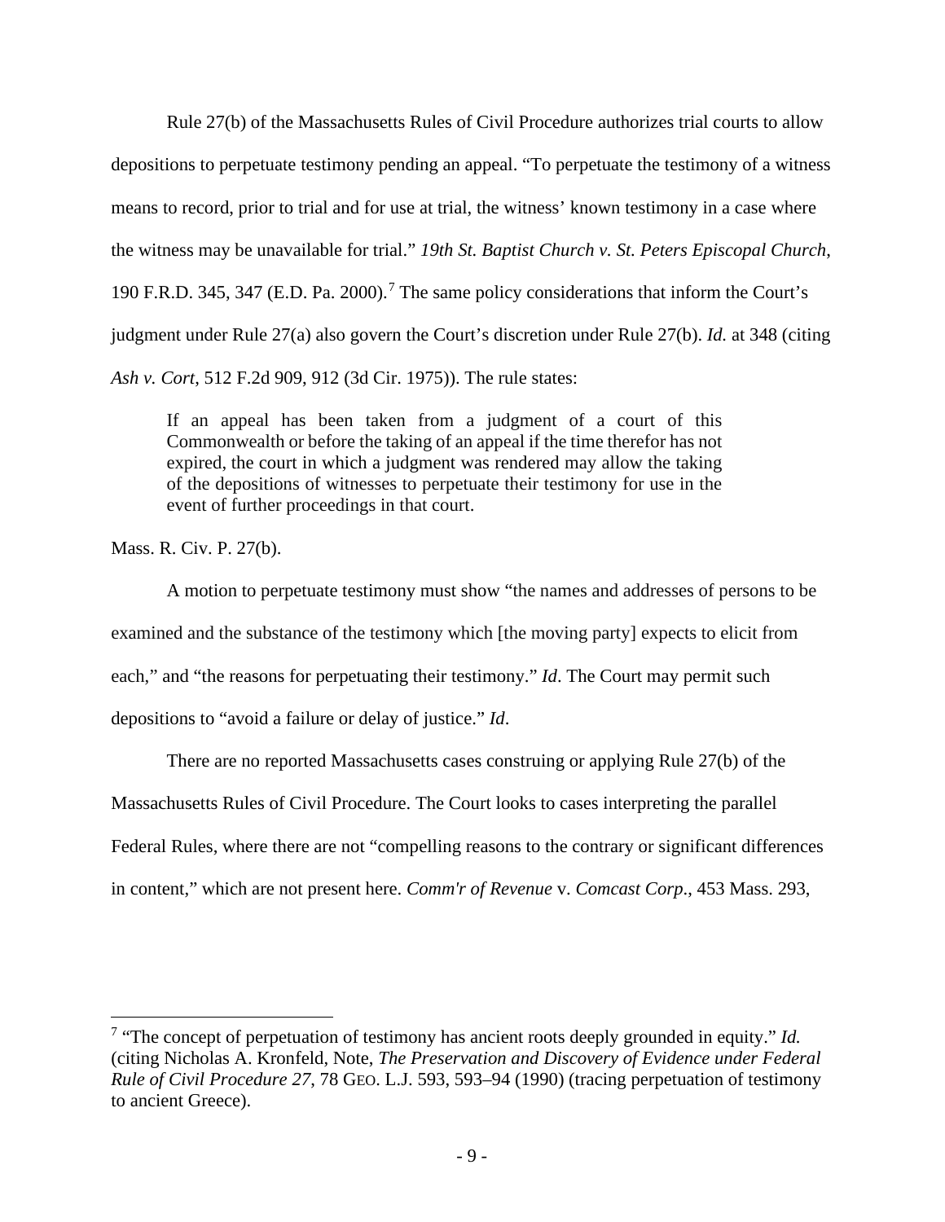Rule 27(b) of the Massachusetts Rules of Civil Procedure authorizes trial courts to allow depositions to perpetuate testimony pending an appeal. "To perpetuate the testimony of a witness means to record, prior to trial and for use at trial, the witness' known testimony in a case where the witness may be unavailable for trial." *19th St. Baptist Church v. St. Peters Episcopal Church*, 190 F.R.D. 345, 347 (E.D. Pa. 2000).[7] The same policy considerations that inform the Court's judgment under Rule 27(a) also govern the Court's discretion under Rule 27(b). *Id.* at 348 (citing *Ash v. Cort*, 512 F.2d 909, 912 (3d Cir. 1975)). The rule states:

> If an appeal has been taken from a judgment of a court of this Commonwealth or before the taking of an appeal if the time therefor has not expired, the court in which a judgment was rendered may allow the taking of the depositions of witnesses to perpetuate their testimony for use in the event of further proceedings in that court.

Mass. R. Civ. P. 27(b).

A motion to perpetuate testimony must show "the names and addresses of persons to be examined and the substance of the testimony which [the moving party] expects to elicit from each," and "the reasons for perpetuating their testimony." *Id*. The Court may permit such depositions to "avoid a failure or delay of justice." *Id*.

There are no reported Massachusetts cases construing or applying Rule 27(b) of the Massachusetts Rules of Civil Procedure. The Court looks to cases interpreting the parallel Federal Rules, where there are not "compelling reasons to the contrary or significant differences in content," which are not present here. *Comm'r of Revenue* v. *Comcast Corp*., 453 Mass. 293,

---

[7] "The concept of perpetuation of testimony has ancient roots deeply grounded in equity." *Id.* (citing Nicholas A. Kronfeld, Note, *The Preservation and Discovery of Evidence under Federal Rule of Civil Procedure 27*, 78 GEO. L.J. 593, 593–94 (1990) (tracing perpetuation of testimony to ancient Greece).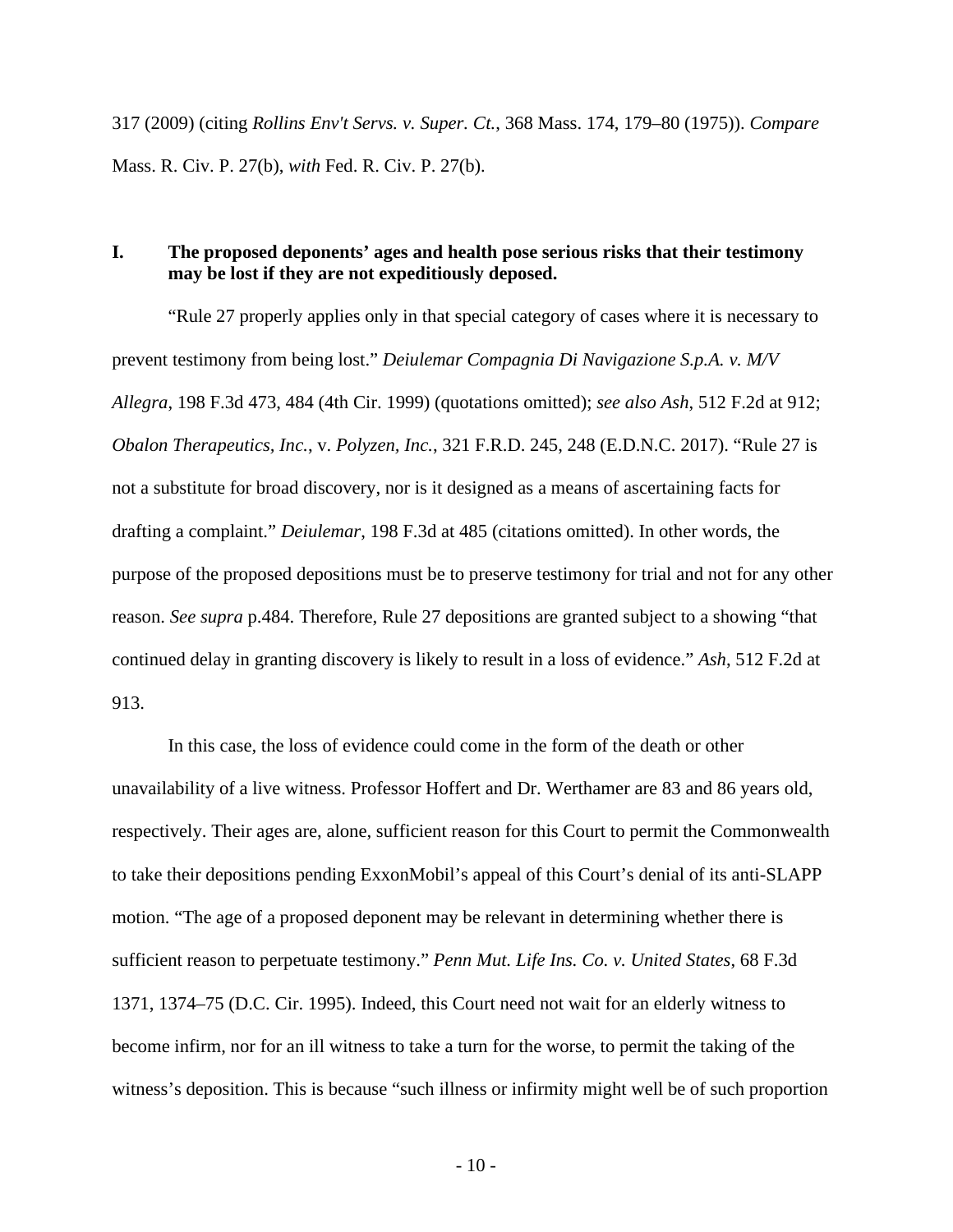317 (2009) (citing *Rollins Env't Servs. v. Super. Ct.*, 368 Mass. 174, 179–80 (1975)). *Compare* Mass. R. Civ. P. 27(b), *with* Fed. R. Civ. P. 27(b).

## I. The proposed deponents' ages and health pose serious risks that their testimony may be lost if they are not expeditiously deposed.

"Rule 27 properly applies only in that special category of cases where it is necessary to prevent testimony from being lost." *Deiulemar Compagnia Di Navigazione S.p.A. v. M/V Allegra*, 198 F.3d 473, 484 (4th Cir. 1999) (quotations omitted); *see also Ash*, 512 F.2d at 912; *Obalon Therapeutics, Inc.*, v. *Polyzen, Inc.*, 321 F.R.D. 245, 248 (E.D.N.C. 2017). "Rule 27 is not a substitute for broad discovery, nor is it designed as a means of ascertaining facts for drafting a complaint." *Deiulemar*, 198 F.3d at 485 (citations omitted). In other words, the purpose of the proposed depositions must be to preserve testimony for trial and not for any other reason. *See supra* p.484. Therefore, Rule 27 depositions are granted subject to a showing "that continued delay in granting discovery is likely to result in a loss of evidence." *Ash*, 512 F.2d at 913.

In this case, the loss of evidence could come in the form of the death or other unavailability of a live witness. Professor Hoffert and Dr. Werthamer are 83 and 86 years old, respectively. Their ages are, alone, sufficient reason for this Court to permit the Commonwealth to take their depositions pending ExxonMobil's appeal of this Court's denial of its anti-SLAPP motion. "The age of a proposed deponent may be relevant in determining whether there is sufficient reason to perpetuate testimony." *Penn Mut. Life Ins. Co. v. United States*, 68 F.3d 1371, 1374–75 (D.C. Cir. 1995). Indeed, this Court need not wait for an elderly witness to become infirm, nor for an ill witness to take a turn for the worse, to permit the taking of the witness's deposition. This is because "such illness or infirmity might well be of such proportion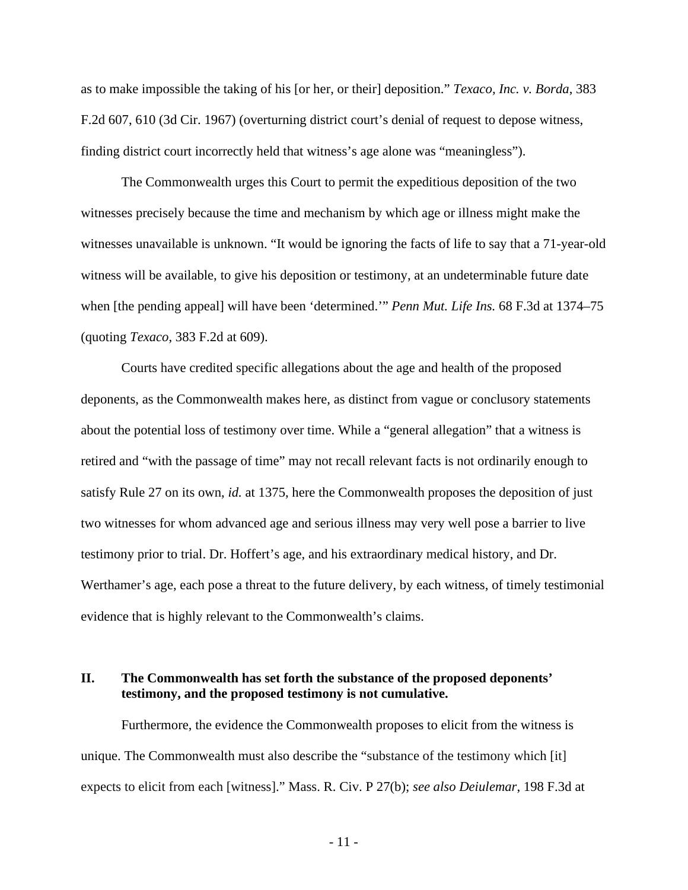as to make impossible the taking of his [or her, or their] deposition." *Texaco, Inc. v. Borda*, 383 F.2d 607, 610 (3d Cir. 1967) (overturning district court's denial of request to depose witness, finding district court incorrectly held that witness's age alone was "meaningless").

The Commonwealth urges this Court to permit the expeditious deposition of the two witnesses precisely because the time and mechanism by which age or illness might make the witnesses unavailable is unknown. "It would be ignoring the facts of life to say that a 71-year-old witness will be available, to give his deposition or testimony, at an undeterminable future date when [the pending appeal] will have been 'determined.'" *Penn Mut. Life Ins.* 68 F.3d at 1374–75 (quoting *Texaco*, 383 F.2d at 609).

Courts have credited specific allegations about the age and health of the proposed deponents, as the Commonwealth makes here, as distinct from vague or conclusory statements about the potential loss of testimony over time. While a "general allegation" that a witness is retired and "with the passage of time" may not recall relevant facts is not ordinarily enough to satisfy Rule 27 on its own, *id.* at 1375, here the Commonwealth proposes the deposition of just two witnesses for whom advanced age and serious illness may very well pose a barrier to live testimony prior to trial. Dr. Hoffert's age, and his extraordinary medical history, and Dr. Werthamer's age, each pose a threat to the future delivery, by each witness, of timely testimonial evidence that is highly relevant to the Commonwealth's claims.

## II. The Commonwealth has set forth the substance of the proposed deponents' testimony, and the proposed testimony is not cumulative.

Furthermore, the evidence the Commonwealth proposes to elicit from the witness is unique. The Commonwealth must also describe the "substance of the testimony which [it] expects to elicit from each [witness]." Mass. R. Civ. P 27(b); *see also Deiulemar*, 198 F.3d at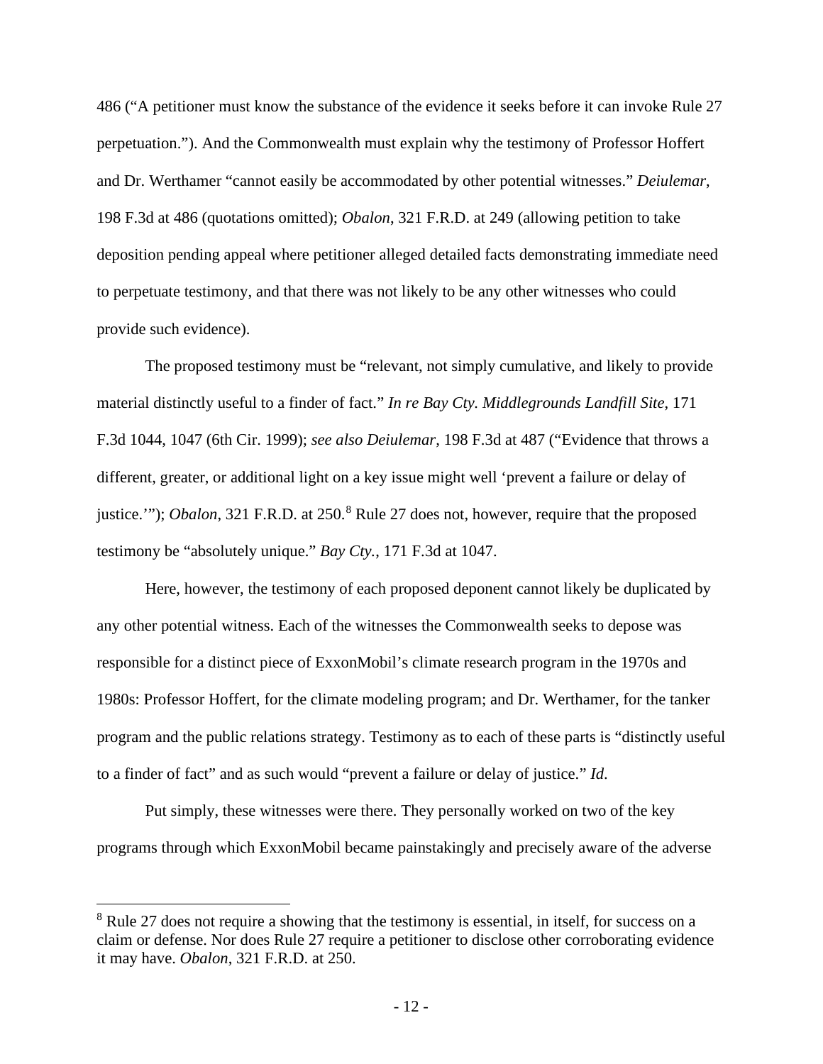486 ("A petitioner must know the substance of the evidence it seeks before it can invoke Rule 27 perpetuation."). And the Commonwealth must explain why the testimony of Professor Hoffert and Dr. Werthamer "cannot easily be accommodated by other potential witnesses." *Deiulemar*, 198 F.3d at 486 (quotations omitted); *Obalon*, 321 F.R.D. at 249 (allowing petition to take deposition pending appeal where petitioner alleged detailed facts demonstrating immediate need to perpetuate testimony, and that there was not likely to be any other witnesses who could provide such evidence).

The proposed testimony must be "relevant, not simply cumulative, and likely to provide material distinctly useful to a finder of fact." *In re Bay Cty. Middlegrounds Landfill Site*, 171 F.3d 1044, 1047 (6th Cir. 1999); *see also Deiulemar*, 198 F.3d at 487 ("Evidence that throws a different, greater, or additional light on a key issue might well 'prevent a failure or delay of justice.'"); *Obalon*, 321 F.R.D. at 250.[8] Rule 27 does not, however, require that the proposed testimony be "absolutely unique." *Bay Cty.*, 171 F.3d at 1047.

Here, however, the testimony of each proposed deponent cannot likely be duplicated by any other potential witness. Each of the witnesses the Commonwealth seeks to depose was responsible for a distinct piece of ExxonMobil's climate research program in the 1970s and 1980s: Professor Hoffert, for the climate modeling program; and Dr. Werthamer, for the tanker program and the public relations strategy. Testimony as to each of these parts is "distinctly useful to a finder of fact" and as such would "prevent a failure or delay of justice." *Id*.

Put simply, these witnesses were there. They personally worked on two of the key programs through which ExxonMobil became painstakingly and precisely aware of the adverse

[8] Rule 27 does not require a showing that the testimony is essential, in itself, for success on a claim or defense. Nor does Rule 27 require a petitioner to disclose other corroborating evidence it may have. *Obalon*, 321 F.R.D. at 250.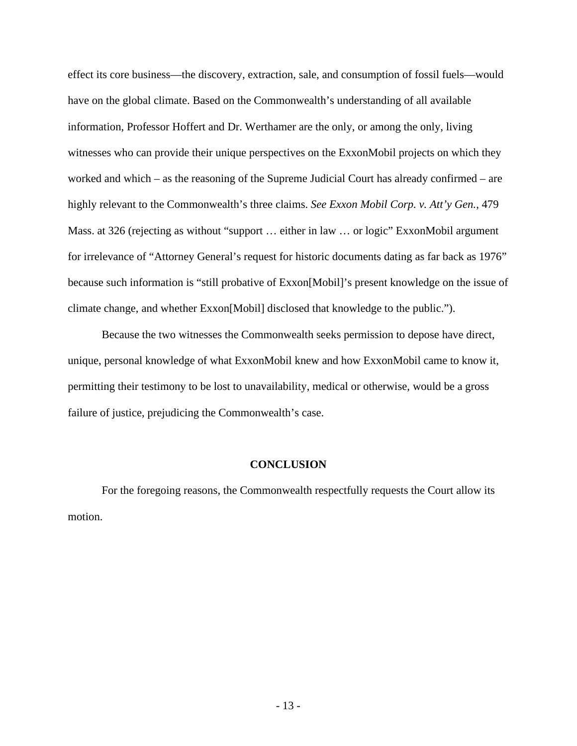effect its core business—the discovery, extraction, sale, and consumption of fossil fuels—would have on the global climate. Based on the Commonwealth's understanding of all available information, Professor Hoffert and Dr. Werthamer are the only, or among the only, living witnesses who can provide their unique perspectives on the ExxonMobil projects on which they worked and which – as the reasoning of the Supreme Judicial Court has already confirmed – are highly relevant to the Commonwealth's three claims. *See Exxon Mobil Corp. v. Att'y Gen.*, 479 Mass. at 326 (rejecting as without "support … either in law … or logic" ExxonMobil argument for irrelevance of "Attorney General's request for historic documents dating as far back as 1976" because such information is "still probative of Exxon[Mobil]'s present knowledge on the issue of climate change, and whether Exxon[Mobil] disclosed that knowledge to the public.").

Because the two witnesses the Commonwealth seeks permission to depose have direct, unique, personal knowledge of what ExxonMobil knew and how ExxonMobil came to know it, permitting their testimony to be lost to unavailability, medical or otherwise, would be a gross failure of justice, prejudicing the Commonwealth's case.

## CONCLUSION

For the foregoing reasons, the Commonwealth respectfully requests the Court allow its motion.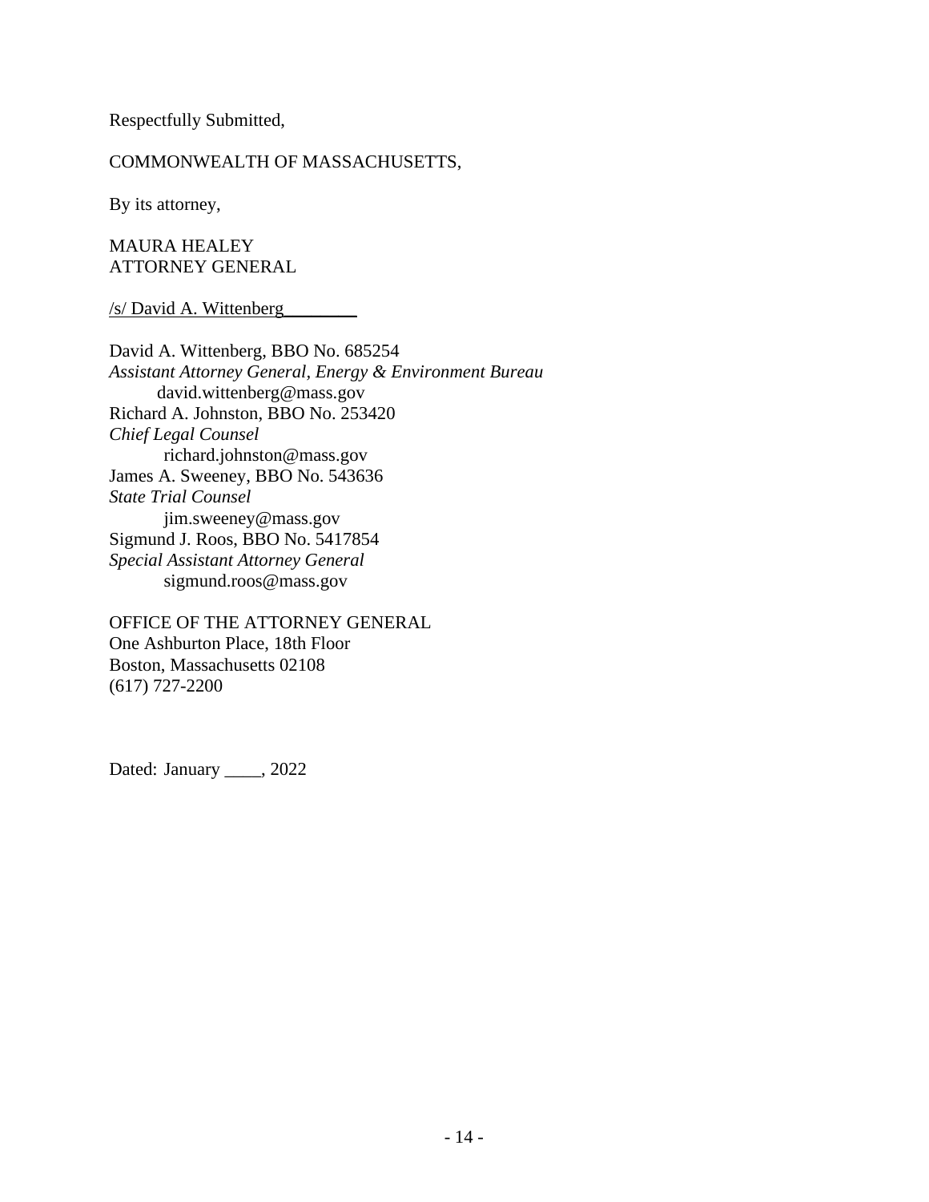Respectfully Submitted,

COMMONWEALTH OF MASSACHUSETTS,

By its attorney,

MAURA HEALEY
ATTORNEY GENERAL

/s/ David A. Wittenberg________

David A. Wittenberg, BBO No. 685254
*Assistant Attorney General, Energy & Environment Bureau*
david.wittenberg@mass.gov
Richard A. Johnston, BBO No. 253420
*Chief Legal Counsel*
richard.johnston@mass.gov
James A. Sweeney, BBO No. 543636
*State Trial Counsel*
jim.sweeney@mass.gov
Sigmund J. Roos, BBO No. 5417854
*Special Assistant Attorney General*
sigmund.roos@mass.gov

OFFICE OF THE ATTORNEY GENERAL
One Ashburton Place, 18th Floor
Boston, Massachusetts 02108
(617) 727-2200

Dated: January ____, 2022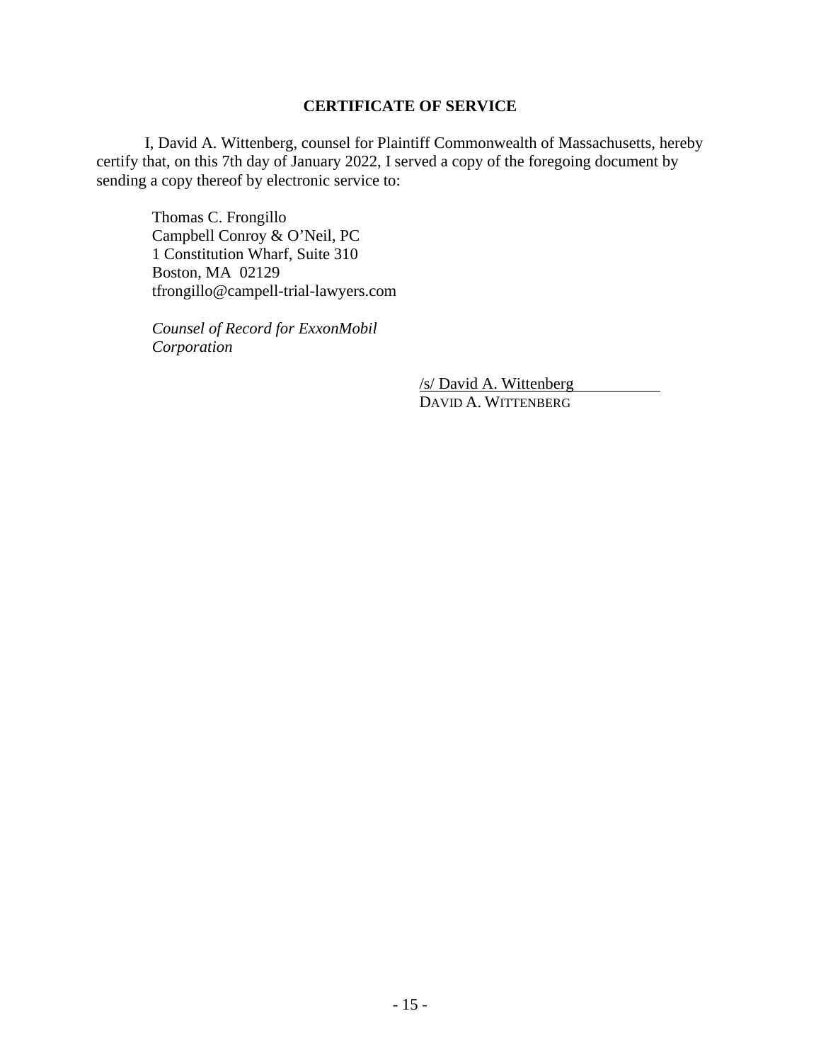## CERTIFICATE OF SERVICE

I, David A. Wittenberg, counsel for Plaintiff Commonwealth of Massachusetts, hereby certify that, on this 7th day of January 2022, I served a copy of the foregoing document by sending a copy thereof by electronic service to:

Thomas C. Frongillo
Campbell Conroy & O'Neil, PC
1 Constitution Wharf, Suite 310
Boston, MA 02129
tfrongillo@campell-trial-lawyers.com

*Counsel of Record for ExxonMobil Corporation*

/s/ David A. Wittenberg
DAVID A. WITTENBERG